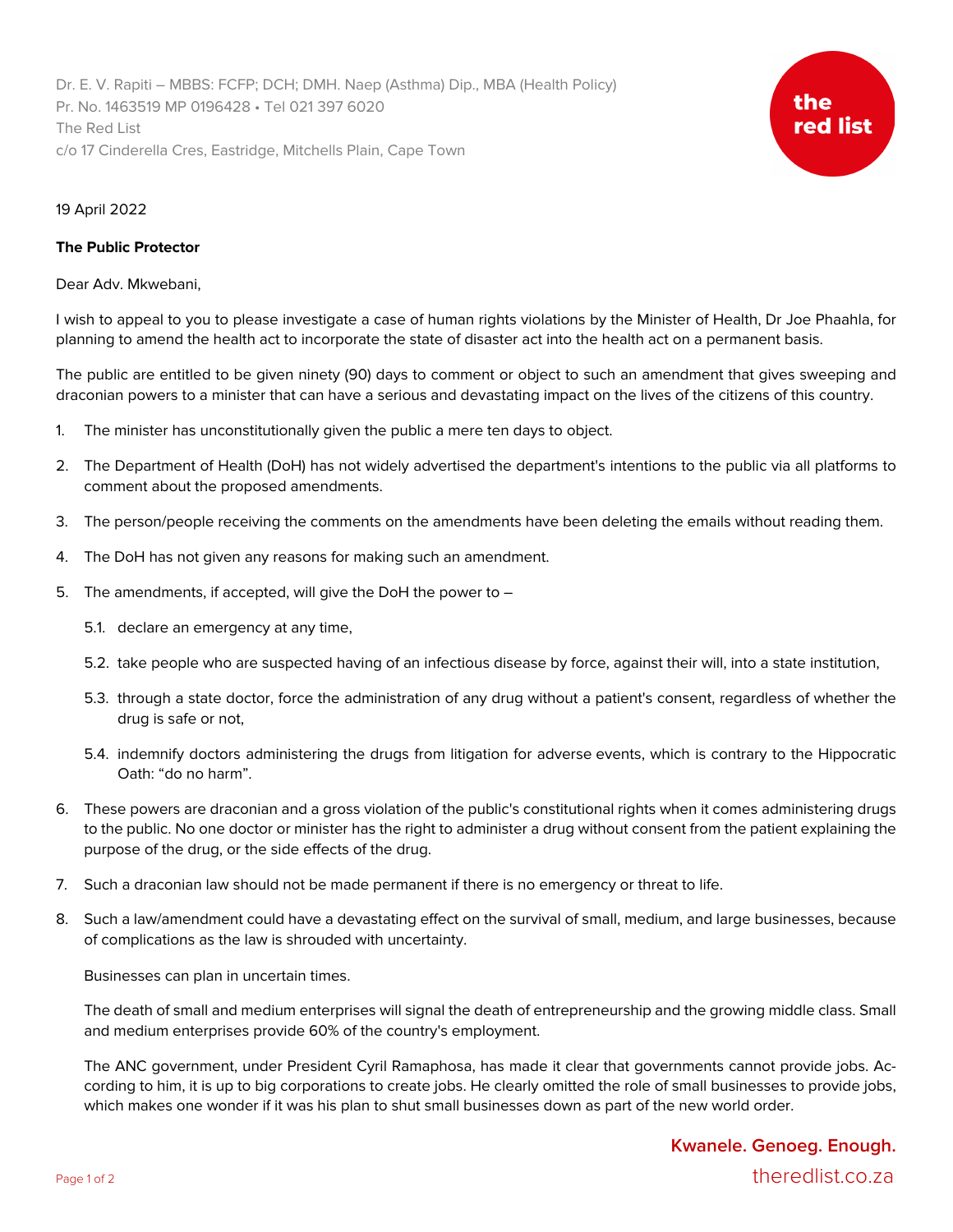Dr. E. V. Rapiti – MBBS: FCFP; DCH; DMH. Naep (Asthma) Dip., MBA (Health Policy)
Pr. No. 1463519 MP 0196428 • Tel 021 397 6020
The Red List
c/o 17 Cinderella Cres, Eastridge, Mitchells Plain, Cape Town

the red list

19 April 2022

**The Public Protector**

Dear Adv. Mkwebani,

I wish to appeal to you to please investigate a case of human rights violations by the Minister of Health, Dr Joe Phaahla, for planning to amend the health act to incorporate the state of disaster act into the health act on a permanent basis.

The public are entitled to be given ninety (90) days to comment or object to such an amendment that gives sweeping and draconian powers to a minister that can have a serious and devastating impact on the lives of the citizens of this country.

1. The minister has unconstitutionally given the public a mere ten days to object.
2. The Department of Health (DoH) has not widely advertised the department's intentions to the public via all platforms to comment about the proposed amendments.
3. The person/people receiving the comments on the amendments have been deleting the emails without reading them.
4. The DoH has not given any reasons for making such an amendment.
5. The amendments, if accepted, will give the DoH the power to –
   - 5.1. declare an emergency at any time,
   - 5.2. take people who are suspected having of an infectious disease by force, against their will, into a state institution,
   - 5.3. through a state doctor, force the administration of any drug without a patient's consent, regardless of whether the drug is safe or not,
   - 5.4. indemnify doctors administering the drugs from litigation for adverse events, which is contrary to the Hippocratic Oath: "do no harm".
6. These powers are draconian and a gross violation of the public's constitutional rights when it comes administering drugs to the public. No one doctor or minister has the right to administer a drug without consent from the patient explaining the purpose of the drug, or the side effects of the drug.
7. Such a draconian law should not be made permanent if there is no emergency or threat to life.
8. Such a law/amendment could have a devastating effect on the survival of small, medium, and large businesses, because of complications as the law is shrouded with uncertainty.

   Businesses can plan in uncertain times.

   The death of small and medium enterprises will signal the death of entrepreneurship and the growing middle class. Small and medium enterprises provide 60% of the country's employment.

   The ANC government, under President Cyril Ramaphosa, has made it clear that governments cannot provide jobs. According to him, it is up to big corporations to create jobs. He clearly omitted the role of small businesses to provide jobs, which makes one wonder if it was his plan to shut small businesses down as part of the new world order.

**Kwanele. Genoeg. Enough.**
theredlist.co.za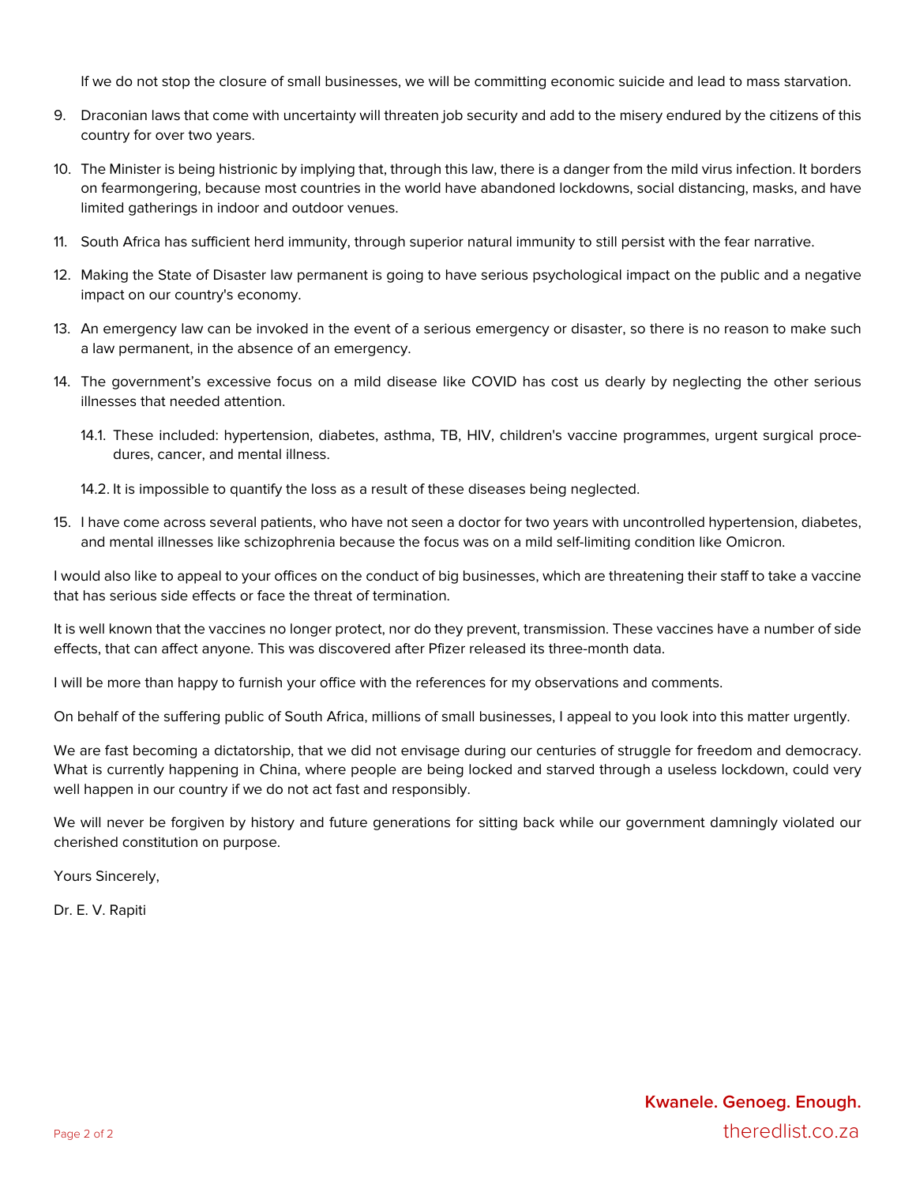If we do not stop the closure of small businesses, we will be committing economic suicide and lead to mass starvation.

9. Draconian laws that come with uncertainty will threaten job security and add to the misery endured by the citizens of this country for over two years.

10. The Minister is being histrionic by implying that, through this law, there is a danger from the mild virus infection. It borders on fearmongering, because most countries in the world have abandoned lockdowns, social distancing, masks, and have limited gatherings in indoor and outdoor venues.

11. South Africa has sufficient herd immunity, through superior natural immunity to still persist with the fear narrative.

12. Making the State of Disaster law permanent is going to have serious psychological impact on the public and a negative impact on our country's economy.

13. An emergency law can be invoked in the event of a serious emergency or disaster, so there is no reason to make such a law permanent, in the absence of an emergency.

14. The government's excessive focus on a mild disease like COVID has cost us dearly by neglecting the other serious illnesses that needed attention.

    14.1. These included: hypertension, diabetes, asthma, TB, HIV, children's vaccine programmes, urgent surgical procedures, cancer, and mental illness.

    14.2. It is impossible to quantify the loss as a result of these diseases being neglected.

15. I have come across several patients, who have not seen a doctor for two years with uncontrolled hypertension, diabetes, and mental illnesses like schizophrenia because the focus was on a mild self-limiting condition like Omicron.

I would also like to appeal to your offices on the conduct of big businesses, which are threatening their staff to take a vaccine that has serious side effects or face the threat of termination.

It is well known that the vaccines no longer protect, nor do they prevent, transmission. These vaccines have a number of side effects, that can affect anyone. This was discovered after Pfizer released its three-month data.

I will be more than happy to furnish your office with the references for my observations and comments.

On behalf of the suffering public of South Africa, millions of small businesses, I appeal to you look into this matter urgently.

We are fast becoming a dictatorship, that we did not envisage during our centuries of struggle for freedom and democracy. What is currently happening in China, where people are being locked and starved through a useless lockdown, could very well happen in our country if we do not act fast and responsibly.

We will never be forgiven by history and future generations for sitting back while our government damningly violated our cherished constitution on purpose.

Yours Sincerely,

Dr. E. V. Rapiti

**Kwanele. Genoeg. Enough.**

theredlist.co.za